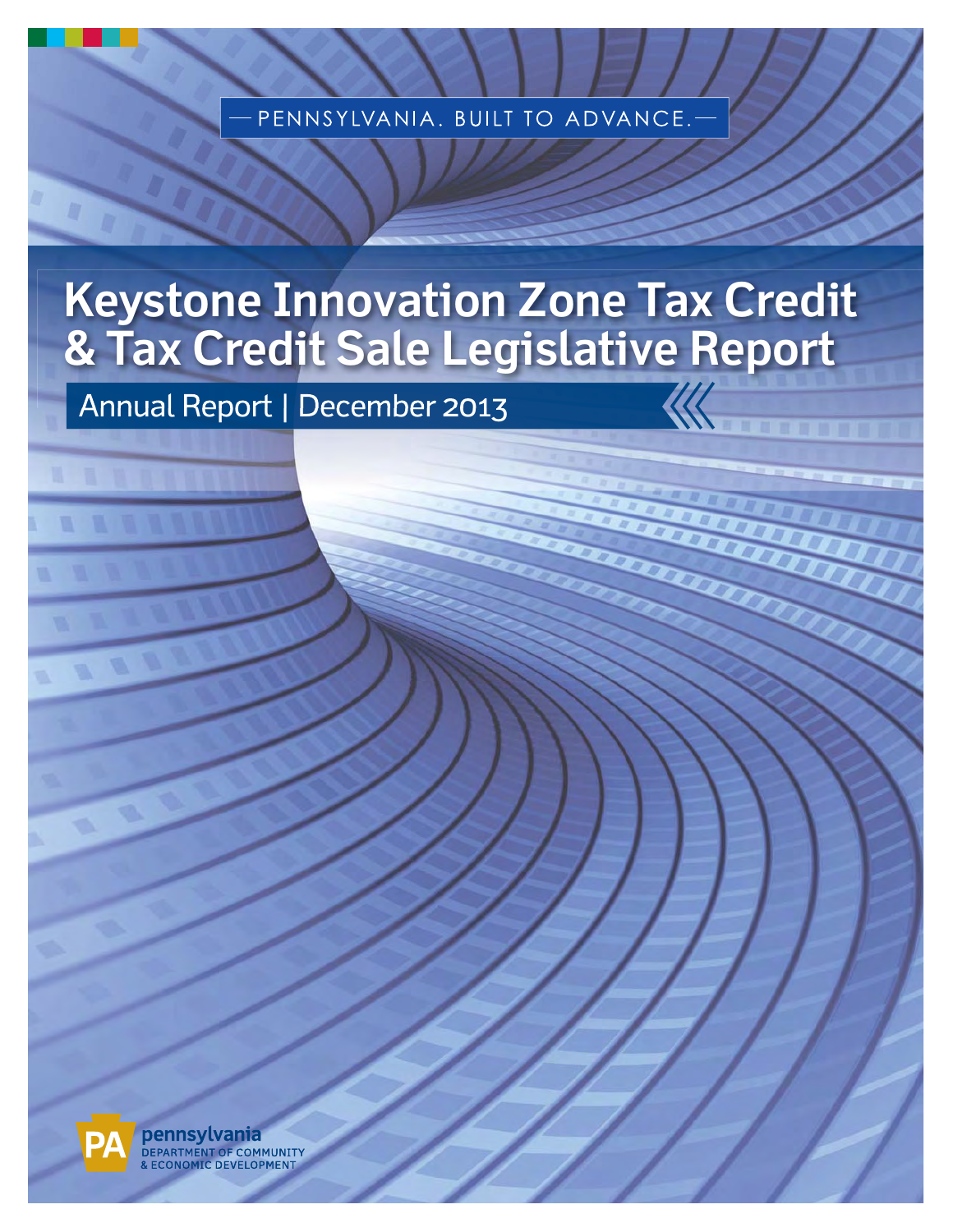PENNSYLVANIA. BUILT TO ADVANCE.

# Keystone Innovation Zone Tax Credit & Tax Credit Sale Legislative Report

## Annual Report | December 2013

pennsylvania
DEPARTMENT OF COMMUNITY & ECONOMIC DEVELOPMENT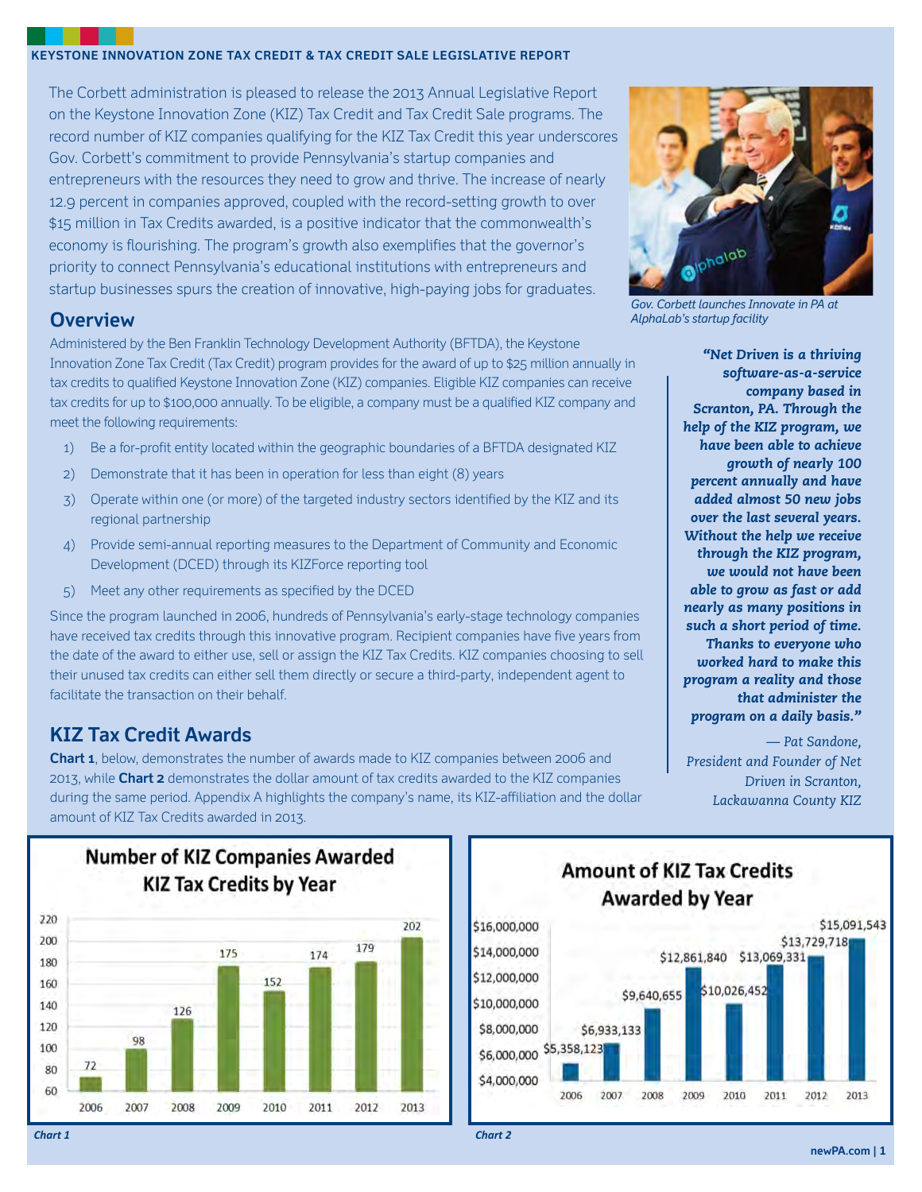The Corbett administration is pleased to release the 2013 Annual Legislative Report on the Keystone Innovation Zone (KIZ) Tax Credit and Tax Credit Sale programs. The record number of KIZ companies qualifying for the KIZ Tax Credit this year underscores Gov. Corbett's commitment to provide Pennsylvania's startup companies and entrepreneurs with the resources they need to grow and thrive. The increase of nearly 12.9 percent in companies approved, coupled with the record-setting growth to over $15 million in Tax Credits awarded, is a positive indicator that the commonwealth's economy is flourishing. The program's growth also exemplifies that the governor's priority to connect Pennsylvania's educational institutions with entrepreneurs and startup businesses spurs the creation of innovative, high-paying jobs for graduates.

*Gov. Corbett launches Innovate in PA at AlphaLab's startup facility*

## Overview

Administered by the Ben Franklin Technology Development Authority (BFTDA), the Keystone Innovation Zone Tax Credit (Tax Credit) program provides for the award of up to $25 million annually in tax credits to qualified Keystone Innovation Zone (KIZ) companies. Eligible KIZ companies can receive tax credits for up to $100,000 annually. To be eligible, a company must be a qualified KIZ company and meet the following requirements:

1) Be a for-profit entity located within the geographic boundaries of a BFTDA designated KIZ
2) Demonstrate that it has been in operation for less than eight (8) years
3) Operate within one (or more) of the targeted industry sectors identified by the KIZ and its regional partnership
4) Provide semi-annual reporting measures to the Department of Community and Economic Development (DCED) through its KIZForce reporting tool
5) Meet any other requirements as specified by the DCED

Since the program launched in 2006, hundreds of Pennsylvania's early-stage technology companies have received tax credits through this innovative program. Recipient companies have five years from the date of the award to either use, sell or assign the KIZ Tax Credits. KIZ companies choosing to sell their unused tax credits can either sell them directly or secure a third-party, independent agent to facilitate the transaction on their behalf.

***"Net Driven is a thriving software-as-a-service company based in Scranton, PA. Through the help of the KIZ program, we have been able to achieve growth of nearly 100 percent annually and have added almost 50 new jobs over the last several years. Without the help we receive through the KIZ program, we would not have been able to grow as fast or add nearly as many positions in such a short period of time. Thanks to everyone who worked hard to make this program a reality and those that administer the program on a daily basis."***

*— Pat Sandone, President and Founder of Net Driven in Scranton, Lackawanna County KIZ*

## KIZ Tax Credit Awards

**Chart 1**, below, demonstrates the number of awards made to KIZ companies between 2006 and 2013, while **Chart 2** demonstrates the dollar amount of tax credits awarded to the KIZ companies during the same period. Appendix A highlights the company's name, its KIZ-affiliation and the dollar amount of KIZ Tax Credits awarded in 2013.

**Number of KIZ Companies Awarded KIZ Tax Credits by Year**

| Year | Companies |
|---|---|
| 2006 | 72 |
| 2007 | 98 |
| 2008 | 126 |
| 2009 | 175 |
| 2010 | 152 |
| 2011 | 174 |
| 2012 | 179 |
| 2013 | 202 |

*Chart 1*

**Amount of KIZ Tax Credits Awarded by Year**

| Year | Amount |
|---|---|
| 2006 | $5,358,123 |
| 2007 | $6,933,133 |
| 2008 | $9,640,655 |
| 2009 | $12,861,840 |
| 2010 | $10,026,452 |
| 2011 | $13,069,331 |
| 2012 | $13,729,718 |
| 2013 | $15,091,543 |

*Chart 2*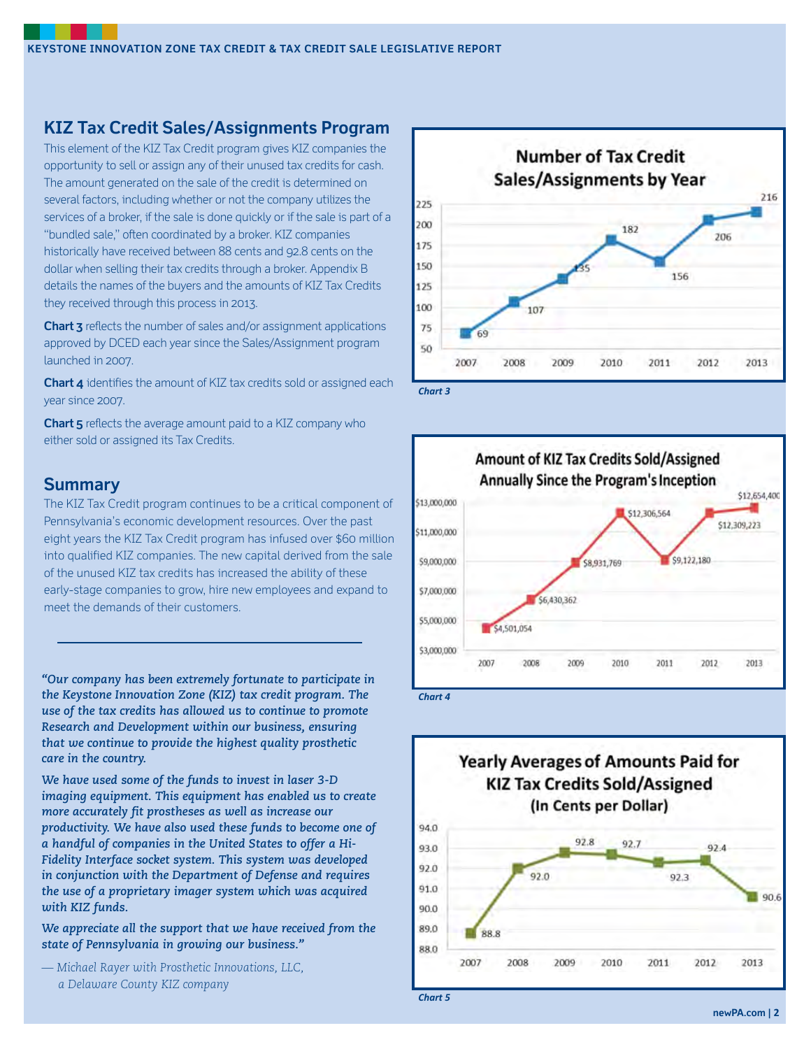## KIZ Tax Credit Sales/Assignments Program

This element of the KIZ Tax Credit program gives KIZ companies the opportunity to sell or assign any of their unused tax credits for cash. The amount generated on the sale of the credit is determined on several factors, including whether or not the company utilizes the services of a broker, if the sale is done quickly or if the sale is part of a "bundled sale," often coordinated by a broker. KIZ companies historically have received between 88 cents and 92.8 cents on the dollar when selling their tax credits through a broker. Appendix B details the names of the buyers and the amounts of KIZ Tax Credits they received through this process in 2013.

**Chart 3** reflects the number of sales and/or assignment applications approved by DCED each year since the Sales/Assignment program launched in 2007.

**Chart 4** identifies the amount of KIZ tax credits sold or assigned each year since 2007.

**Chart 5** reflects the average amount paid to a KIZ company who either sold or assigned its Tax Credits.

## Summary

The KIZ Tax Credit program continues to be a critical component of Pennsylvania's economic development resources. Over the past eight years the KIZ Tax Credit program has infused over $60 million into qualified KIZ companies. The new capital derived from the sale of the unused KIZ tax credits has increased the ability of these early-stage companies to grow, hire new employees and expand to meet the demands of their customers.

***"Our company has been extremely fortunate to participate in the Keystone Innovation Zone (KIZ) tax credit program. The use of the tax credits has allowed us to continue to promote Research and Development within our business, ensuring that we continue to provide the highest quality prosthetic care in the country.***

***We have used some of the funds to invest in laser 3-D imaging equipment. This equipment has enabled us to create more accurately fit prostheses as well as increase our productivity. We have also used these funds to become one of a handful of companies in the United States to offer a Hi-Fidelity Interface socket system. This system was developed in conjunction with the Department of Defense and requires the use of a proprietary imager system which was acquired with KIZ funds.***

***We appreciate all the support that we have received from the state of Pennsylvania in growing our business."***

*— Michael Rayer with Prosthetic Innovations, LLC, a Delaware County KIZ company*

**Number of Tax Credit Sales/Assignments by Year**

| Year | 2007 | 2008 | 2009 | 2010 | 2011 | 2012 | 2013 |
|---|---|---|---|---|---|---|---|
| Number | 69 | 107 | 135 | 182 | 156 | 206 | 216 |

*Chart 3*

**Amount of KIZ Tax Credits Sold/Assigned Annually Since the Program's Inception**

| Year | 2007 | 2008 | 2009 | 2010 | 2011 | 2012 | 2013 |
|---|---|---|---|---|---|---|---|
| Amount | $4,501,054 | $6,430,362 | $8,931,769 | $12,306,564 | $9,122,180 | $12,309,223 | $12,654,400 |

*Chart 4*

**Yearly Averages of Amounts Paid for KIZ Tax Credits Sold/Assigned (In Cents per Dollar)**

| Year | 2007 | 2008 | 2009 | 2010 | 2011 | 2012 | 2013 |
|---|---|---|---|---|---|---|---|
| Cents per Dollar | 88.8 | 92.0 | 92.8 | 92.7 | 92.3 | 92.4 | 90.6 |

*Chart 5*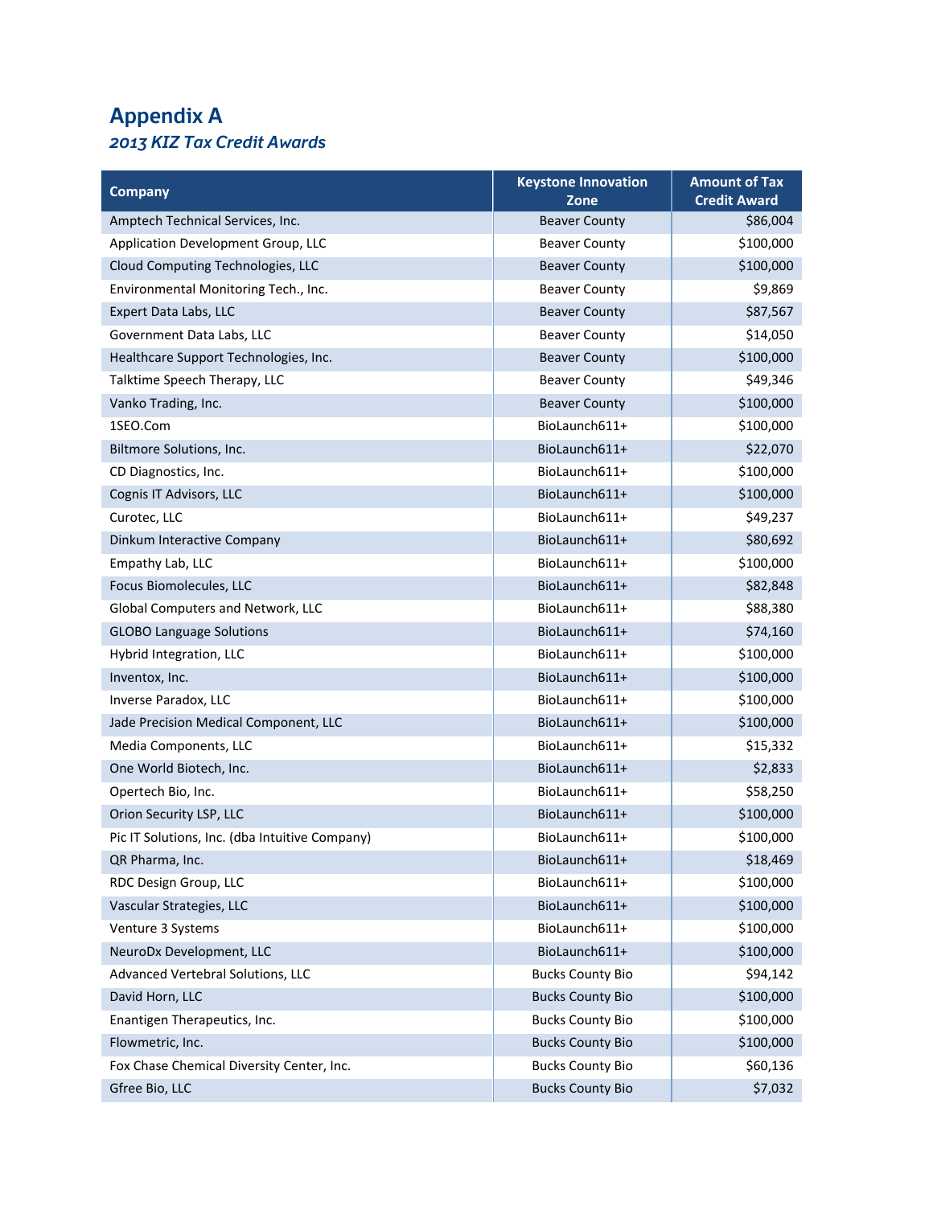# Appendix A

## *2013 KIZ Tax Credit Awards*

| Company | Keystone Innovation Zone | Amount of Tax Credit Award |
|---|---|---|
| Amptech Technical Services, Inc. | Beaver County | $86,004 |
| Application Development Group, LLC | Beaver County | $100,000 |
| Cloud Computing Technologies, LLC | Beaver County | $100,000 |
| Environmental Monitoring Tech., Inc. | Beaver County | $9,869 |
| Expert Data Labs, LLC | Beaver County | $87,567 |
| Government Data Labs, LLC | Beaver County | $14,050 |
| Healthcare Support Technologies, Inc. | Beaver County | $100,000 |
| Talktime Speech Therapy, LLC | Beaver County | $49,346 |
| Vanko Trading, Inc. | Beaver County | $100,000 |
| 1SEO.Com | BioLaunch611+ | $100,000 |
| Biltmore Solutions, Inc. | BioLaunch611+ | $22,070 |
| CD Diagnostics, Inc. | BioLaunch611+ | $100,000 |
| Cognis IT Advisors, LLC | BioLaunch611+ | $100,000 |
| Curotec, LLC | BioLaunch611+ | $49,237 |
| Dinkum Interactive Company | BioLaunch611+ | $80,692 |
| Empathy Lab, LLC | BioLaunch611+ | $100,000 |
| Focus Biomolecules, LLC | BioLaunch611+ | $82,848 |
| Global Computers and Network, LLC | BioLaunch611+ | $88,380 |
| GLOBO Language Solutions | BioLaunch611+ | $74,160 |
| Hybrid Integration, LLC | BioLaunch611+ | $100,000 |
| Inventox, Inc. | BioLaunch611+ | $100,000 |
| Inverse Paradox, LLC | BioLaunch611+ | $100,000 |
| Jade Precision Medical Component, LLC | BioLaunch611+ | $100,000 |
| Media Components, LLC | BioLaunch611+ | $15,332 |
| One World Biotech, Inc. | BioLaunch611+ | $2,833 |
| Opertech Bio, Inc. | BioLaunch611+ | $58,250 |
| Orion Security LSP, LLC | BioLaunch611+ | $100,000 |
| Pic IT Solutions, Inc. (dba Intuitive Company) | BioLaunch611+ | $100,000 |
| QR Pharma, Inc. | BioLaunch611+ | $18,469 |
| RDC Design Group, LLC | BioLaunch611+ | $100,000 |
| Vascular Strategies, LLC | BioLaunch611+ | $100,000 |
| Venture 3 Systems | BioLaunch611+ | $100,000 |
| NeuroDx Development, LLC | BioLaunch611+ | $100,000 |
| Advanced Vertebral Solutions, LLC | Bucks County Bio | $94,142 |
| David Horn, LLC | Bucks County Bio | $100,000 |
| Enantigen Therapeutics, Inc. | Bucks County Bio | $100,000 |
| Flowmetric, Inc. | Bucks County Bio | $100,000 |
| Fox Chase Chemical Diversity Center, Inc. | Bucks County Bio | $60,136 |
| Gfree Bio, LLC | Bucks County Bio | $7,032 |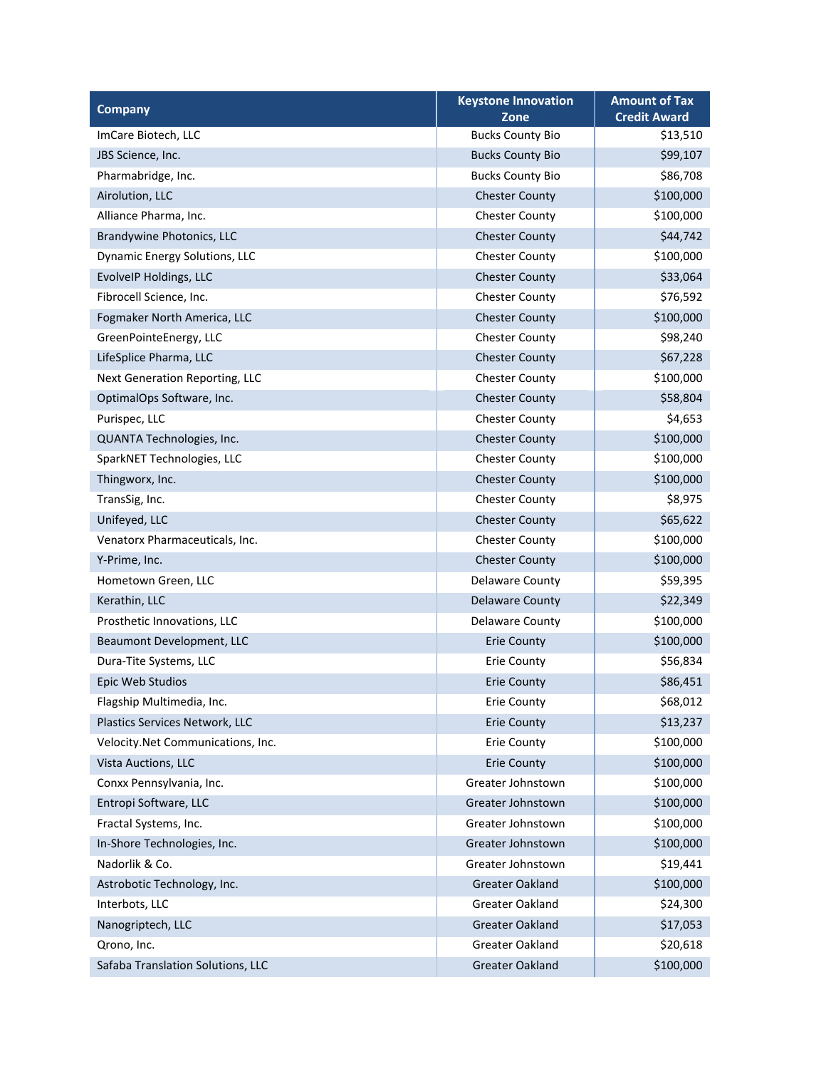| Company | Keystone Innovation Zone | Amount of Tax Credit Award |
|---|---|---|
| ImCare Biotech, LLC | Bucks County Bio | $13,510 |
| JBS Science, Inc. | Bucks County Bio | $99,107 |
| Pharmabridge, Inc. | Bucks County Bio | $86,708 |
| Airolution, LLC | Chester County | $100,000 |
| Alliance Pharma, Inc. | Chester County | $100,000 |
| Brandywine Photonics, LLC | Chester County | $44,742 |
| Dynamic Energy Solutions, LLC | Chester County | $100,000 |
| EvolveIP Holdings, LLC | Chester County | $33,064 |
| Fibrocell Science, Inc. | Chester County | $76,592 |
| Fogmaker North America, LLC | Chester County | $100,000 |
| GreenPointeEnergy, LLC | Chester County | $98,240 |
| LifeSplice Pharma, LLC | Chester County | $67,228 |
| Next Generation Reporting, LLC | Chester County | $100,000 |
| OptimalOps Software, Inc. | Chester County | $58,804 |
| Purispec, LLC | Chester County | $4,653 |
| QUANTA Technologies, Inc. | Chester County | $100,000 |
| SparkNET Technologies, LLC | Chester County | $100,000 |
| Thingworx, Inc. | Chester County | $100,000 |
| TransSig, Inc. | Chester County | $8,975 |
| Unifeyed, LLC | Chester County | $65,622 |
| Venatorx Pharmaceuticals, Inc. | Chester County | $100,000 |
| Y-Prime, Inc. | Chester County | $100,000 |
| Hometown Green, LLC | Delaware County | $59,395 |
| Kerathin, LLC | Delaware County | $22,349 |
| Prosthetic Innovations, LLC | Delaware County | $100,000 |
| Beaumont Development, LLC | Erie County | $100,000 |
| Dura-Tite Systems, LLC | Erie County | $56,834 |
| Epic Web Studios | Erie County | $86,451 |
| Flagship Multimedia, Inc. | Erie County | $68,012 |
| Plastics Services Network, LLC | Erie County | $13,237 |
| Velocity.Net Communications, Inc. | Erie County | $100,000 |
| Vista Auctions, LLC | Erie County | $100,000 |
| Conxx Pennsylvania, Inc. | Greater Johnstown | $100,000 |
| Entropi Software, LLC | Greater Johnstown | $100,000 |
| Fractal Systems, Inc. | Greater Johnstown | $100,000 |
| In-Shore Technologies, Inc. | Greater Johnstown | $100,000 |
| Nadorlik & Co. | Greater Johnstown | $19,441 |
| Astrobotic Technology, Inc. | Greater Oakland | $100,000 |
| Interbots, LLC | Greater Oakland | $24,300 |
| Nanogriptech, LLC | Greater Oakland | $17,053 |
| Qrono, Inc. | Greater Oakland | $20,618 |
| Safaba Translation Solutions, LLC | Greater Oakland | $100,000 |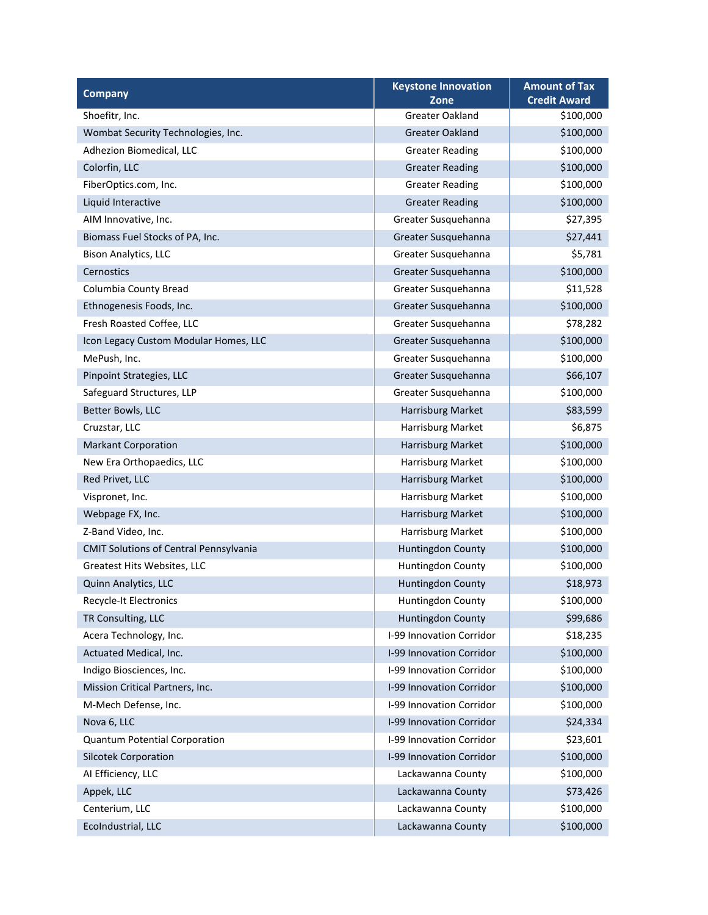| Company | Keystone Innovation Zone | Amount of Tax Credit Award |
| --- | --- | --- |
| Shoefitr, Inc. | Greater Oakland | $100,000 |
| Wombat Security Technologies, Inc. | Greater Oakland | $100,000 |
| Adhezion Biomedical, LLC | Greater Reading | $100,000 |
| Colorfin, LLC | Greater Reading | $100,000 |
| FiberOptics.com, Inc. | Greater Reading | $100,000 |
| Liquid Interactive | Greater Reading | $100,000 |
| AIM Innovative, Inc. | Greater Susquehanna | $27,395 |
| Biomass Fuel Stocks of PA, Inc. | Greater Susquehanna | $27,441 |
| Bison Analytics, LLC | Greater Susquehanna | $5,781 |
| Cernostics | Greater Susquehanna | $100,000 |
| Columbia County Bread | Greater Susquehanna | $11,528 |
| Ethnogenesis Foods, Inc. | Greater Susquehanna | $100,000 |
| Fresh Roasted Coffee, LLC | Greater Susquehanna | $78,282 |
| Icon Legacy Custom Modular Homes, LLC | Greater Susquehanna | $100,000 |
| MePush, Inc. | Greater Susquehanna | $100,000 |
| Pinpoint Strategies, LLC | Greater Susquehanna | $66,107 |
| Safeguard Structures, LLP | Greater Susquehanna | $100,000 |
| Better Bowls, LLC | Harrisburg Market | $83,599 |
| Cruzstar, LLC | Harrisburg Market | $6,875 |
| Markant Corporation | Harrisburg Market | $100,000 |
| New Era Orthopaedics, LLC | Harrisburg Market | $100,000 |
| Red Privet, LLC | Harrisburg Market | $100,000 |
| Vispronet, Inc. | Harrisburg Market | $100,000 |
| Webpage FX, Inc. | Harrisburg Market | $100,000 |
| Z-Band Video, Inc. | Harrisburg Market | $100,000 |
| CMIT Solutions of Central Pennsylvania | Huntingdon County | $100,000 |
| Greatest Hits Websites, LLC | Huntingdon County | $100,000 |
| Quinn Analytics, LLC | Huntingdon County | $18,973 |
| Recycle-It Electronics | Huntingdon County | $100,000 |
| TR Consulting, LLC | Huntingdon County | $99,686 |
| Acera Technology, Inc. | I-99 Innovation Corridor | $18,235 |
| Actuated Medical, Inc. | I-99 Innovation Corridor | $100,000 |
| Indigo Biosciences, Inc. | I-99 Innovation Corridor | $100,000 |
| Mission Critical Partners, Inc. | I-99 Innovation Corridor | $100,000 |
| M-Mech Defense, Inc. | I-99 Innovation Corridor | $100,000 |
| Nova 6, LLC | I-99 Innovation Corridor | $24,334 |
| Quantum Potential Corporation | I-99 Innovation Corridor | $23,601 |
| Silcotek Corporation | I-99 Innovation Corridor | $100,000 |
| AI Efficiency, LLC | Lackawanna County | $100,000 |
| Appek, LLC | Lackawanna County | $73,426 |
| Centerium, LLC | Lackawanna County | $100,000 |
| EcoIndustrial, LLC | Lackawanna County | $100,000 |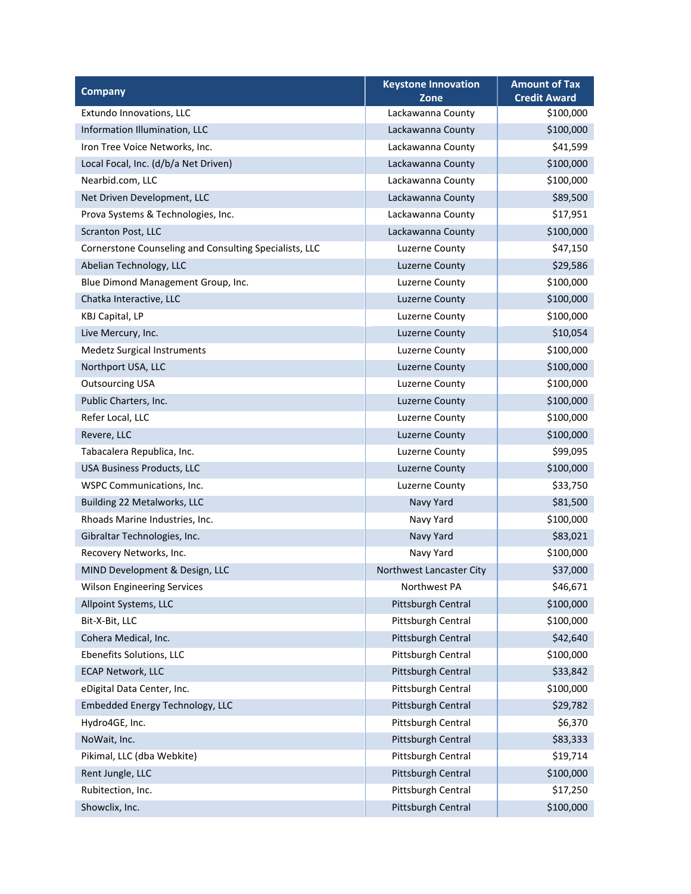| Company | Keystone Innovation Zone | Amount of Tax Credit Award |
| --- | --- | --- |
| Extundo Innovations, LLC | Lackawanna County | $100,000 |
| Information Illumination, LLC | Lackawanna County | $100,000 |
| Iron Tree Voice Networks, Inc. | Lackawanna County | $41,599 |
| Local Focal, Inc. (d/b/a Net Driven) | Lackawanna County | $100,000 |
| Nearbid.com, LLC | Lackawanna County | $100,000 |
| Net Driven Development, LLC | Lackawanna County | $89,500 |
| Prova Systems & Technologies, Inc. | Lackawanna County | $17,951 |
| Scranton Post, LLC | Lackawanna County | $100,000 |
| Cornerstone Counseling and Consulting Specialists, LLC | Luzerne County | $47,150 |
| Abelian Technology, LLC | Luzerne County | $29,586 |
| Blue Dimond Management Group, Inc. | Luzerne County | $100,000 |
| Chatka Interactive, LLC | Luzerne County | $100,000 |
| KBJ Capital, LP | Luzerne County | $100,000 |
| Live Mercury, Inc. | Luzerne County | $10,054 |
| Medetz Surgical Instruments | Luzerne County | $100,000 |
| Northport USA, LLC | Luzerne County | $100,000 |
| Outsourcing USA | Luzerne County | $100,000 |
| Public Charters, Inc. | Luzerne County | $100,000 |
| Refer Local, LLC | Luzerne County | $100,000 |
| Revere, LLC | Luzerne County | $100,000 |
| Tabacalera Republica, Inc. | Luzerne County | $99,095 |
| USA Business Products, LLC | Luzerne County | $100,000 |
| WSPC Communications, Inc. | Luzerne County | $33,750 |
| Building 22 Metalworks, LLC | Navy Yard | $81,500 |
| Rhoads Marine Industries, Inc. | Navy Yard | $100,000 |
| Gibraltar Technologies, Inc. | Navy Yard | $83,021 |
| Recovery Networks, Inc. | Navy Yard | $100,000 |
| MIND Development & Design, LLC | Northwest Lancaster City | $37,000 |
| Wilson Engineering Services | Northwest PA | $46,671 |
| Allpoint Systems, LLC | Pittsburgh Central | $100,000 |
| Bit-X-Bit, LLC | Pittsburgh Central | $100,000 |
| Cohera Medical, Inc. | Pittsburgh Central | $42,640 |
| Ebenefits Solutions, LLC | Pittsburgh Central | $100,000 |
| ECAP Network, LLC | Pittsburgh Central | $33,842 |
| eDigital Data Center, Inc. | Pittsburgh Central | $100,000 |
| Embedded Energy Technology, LLC | Pittsburgh Central | $29,782 |
| Hydro4GE, Inc. | Pittsburgh Central | $6,370 |
| NoWait, Inc. | Pittsburgh Central | $83,333 |
| Pikimal, LLC (dba Webkite) | Pittsburgh Central | $19,714 |
| Rent Jungle, LLC | Pittsburgh Central | $100,000 |
| Rubitection, Inc. | Pittsburgh Central | $17,250 |
| Showclix, Inc. | Pittsburgh Central | $100,000 |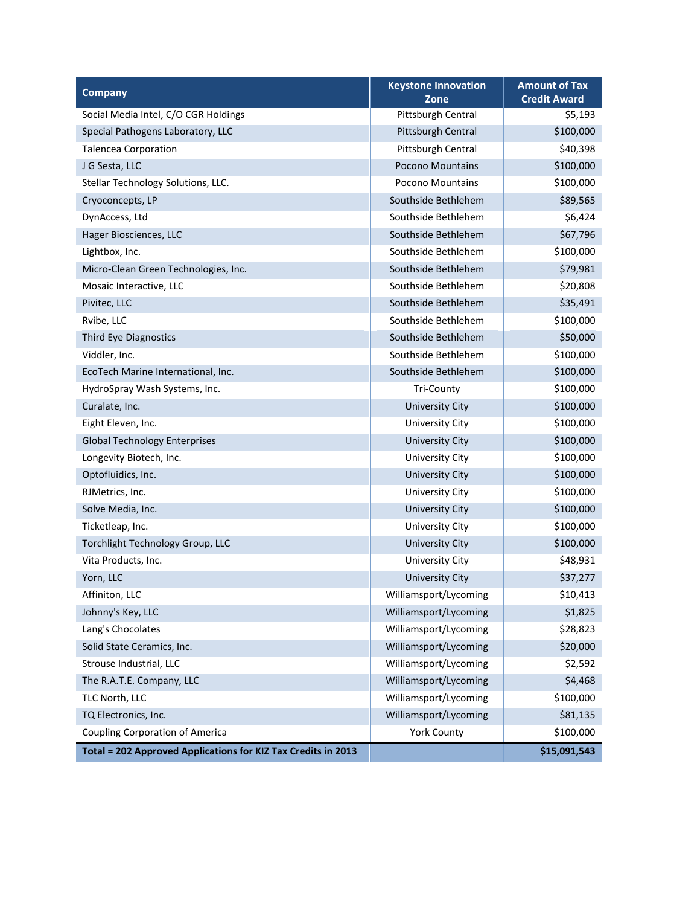| Company | Keystone Innovation Zone | Amount of Tax Credit Award |
|---|---|---|
| Social Media Intel, C/O CGR Holdings | Pittsburgh Central | $5,193 |
| Special Pathogens Laboratory, LLC | Pittsburgh Central | $100,000 |
| Talencea Corporation | Pittsburgh Central | $40,398 |
| J G Sesta, LLC | Pocono Mountains | $100,000 |
| Stellar Technology Solutions, LLC. | Pocono Mountains | $100,000 |
| Cryoconcepts, LP | Southside Bethlehem | $89,565 |
| DynAccess, Ltd | Southside Bethlehem | $6,424 |
| Hager Biosciences, LLC | Southside Bethlehem | $67,796 |
| Lightbox, Inc. | Southside Bethlehem | $100,000 |
| Micro-Clean Green Technologies, Inc. | Southside Bethlehem | $79,981 |
| Mosaic Interactive, LLC | Southside Bethlehem | $20,808 |
| Pivitec, LLC | Southside Bethlehem | $35,491 |
| Rvibe, LLC | Southside Bethlehem | $100,000 |
| Third Eye Diagnostics | Southside Bethlehem | $50,000 |
| Viddler, Inc. | Southside Bethlehem | $100,000 |
| EcoTech Marine International, Inc. | Southside Bethlehem | $100,000 |
| HydroSpray Wash Systems, Inc. | Tri-County | $100,000 |
| Curalate, Inc. | University City | $100,000 |
| Eight Eleven, Inc. | University City | $100,000 |
| Global Technology Enterprises | University City | $100,000 |
| Longevity Biotech, Inc. | University City | $100,000 |
| Optofluidics, Inc. | University City | $100,000 |
| RJMetrics, Inc. | University City | $100,000 |
| Solve Media, Inc. | University City | $100,000 |
| Ticketleap, Inc. | University City | $100,000 |
| Torchlight Technology Group, LLC | University City | $100,000 |
| Vita Products, Inc. | University City | $48,931 |
| Yorn, LLC | University City | $37,277 |
| Affiniton, LLC | Williamsport/Lycoming | $10,413 |
| Johnny's Key, LLC | Williamsport/Lycoming | $1,825 |
| Lang's Chocolates | Williamsport/Lycoming | $28,823 |
| Solid State Ceramics, Inc. | Williamsport/Lycoming | $20,000 |
| Strouse Industrial, LLC | Williamsport/Lycoming | $2,592 |
| The R.A.T.E. Company, LLC | Williamsport/Lycoming | $4,468 |
| TLC North, LLC | Williamsport/Lycoming | $100,000 |
| TQ Electronics, Inc. | Williamsport/Lycoming | $81,135 |
| Coupling Corporation of America | York County | $100,000 |
| **Total = 202 Approved Applications for KIZ Tax Credits in 2013** | | **$15,091,543** |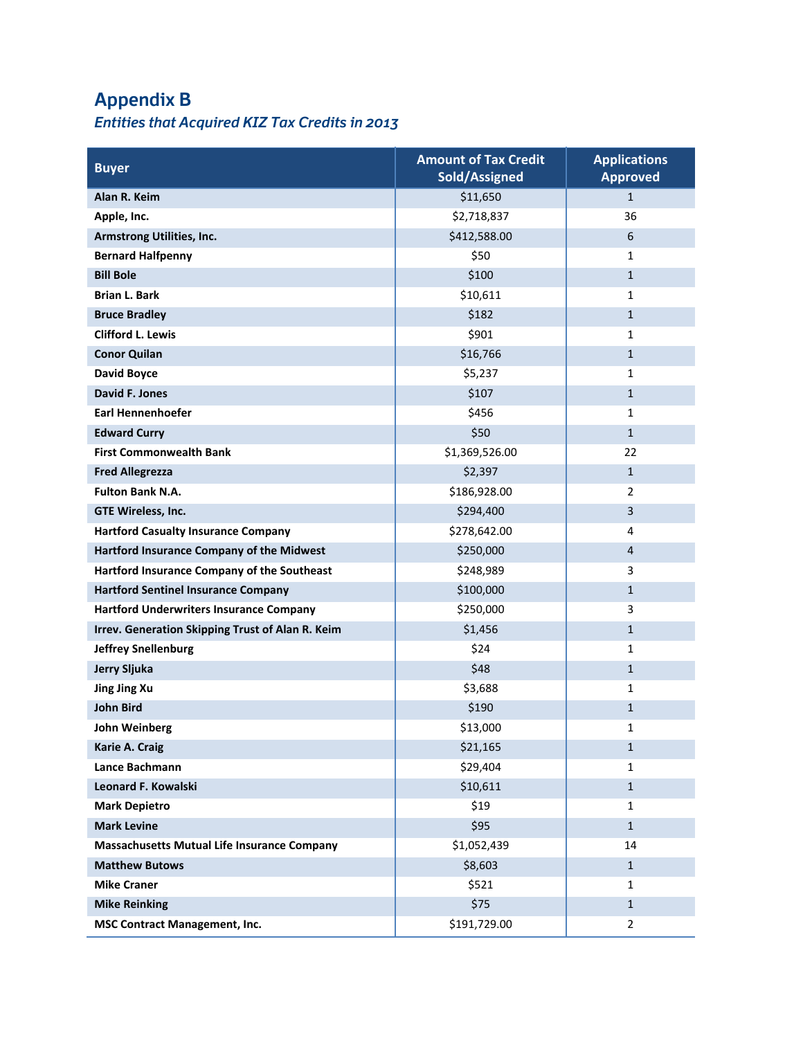## Appendix B

*Entities that Acquired KIZ Tax Credits in 2013*

| Buyer | Amount of Tax Credit Sold/Assigned | Applications Approved |
|---|---|---|
| **Alan R. Keim** | $11,650 | 1 |
| **Apple, Inc.** | $2,718,837 | 36 |
| **Armstrong Utilities, Inc.** | $412,588.00 | 6 |
| **Bernard Halfpenny** | $50 | 1 |
| **Bill Bole** | $100 | 1 |
| **Brian L. Bark** | $10,611 | 1 |
| **Bruce Bradley** | $182 | 1 |
| **Clifford L. Lewis** | $901 | 1 |
| **Conor Quilan** | $16,766 | 1 |
| **David Boyce** | $5,237 | 1 |
| **David F. Jones** | $107 | 1 |
| **Earl Hennenhoefer** | $456 | 1 |
| **Edward Curry** | $50 | 1 |
| **First Commonwealth Bank** | $1,369,526.00 | 22 |
| **Fred Allegrezza** | $2,397 | 1 |
| **Fulton Bank N.A.** | $186,928.00 | 2 |
| **GTE Wireless, Inc.** | $294,400 | 3 |
| **Hartford Casualty Insurance Company** | $278,642.00 | 4 |
| **Hartford Insurance Company of the Midwest** | $250,000 | 4 |
| **Hartford Insurance Company of the Southeast** | $248,989 | 3 |
| **Hartford Sentinel Insurance Company** | $100,000 | 1 |
| **Hartford Underwriters Insurance Company** | $250,000 | 3 |
| **Irrev. Generation Skipping Trust of Alan R. Keim** | $1,456 | 1 |
| **Jeffrey Snellenburg** | $24 | 1 |
| **Jerry Sljuka** | $48 | 1 |
| **Jing Jing Xu** | $3,688 | 1 |
| **John Bird** | $190 | 1 |
| **John Weinberg** | $13,000 | 1 |
| **Karie A. Craig** | $21,165 | 1 |
| **Lance Bachmann** | $29,404 | 1 |
| **Leonard F. Kowalski** | $10,611 | 1 |
| **Mark Depietro** | $19 | 1 |
| **Mark Levine** | $95 | 1 |
| **Massachusetts Mutual Life Insurance Company** | $1,052,439 | 14 |
| **Matthew Butows** | $8,603 | 1 |
| **Mike Craner** | $521 | 1 |
| **Mike Reinking** | $75 | 1 |
| **MSC Contract Management, Inc.** | $191,729.00 | 2 |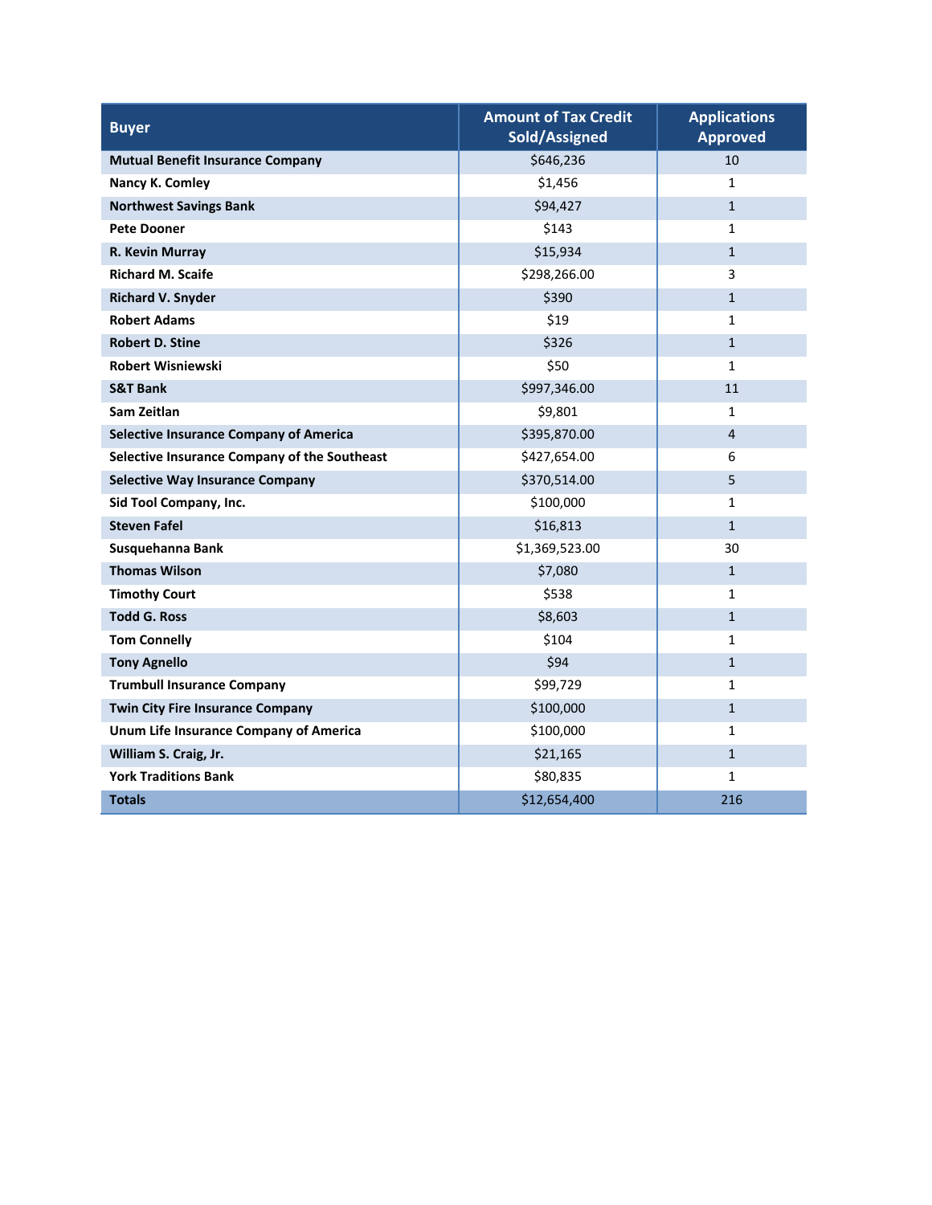| Buyer | Amount of Tax Credit Sold/Assigned | Applications Approved |
|---|---|---|
| **Mutual Benefit Insurance Company** | $646,236 | 10 |
| **Nancy K. Comley** | $1,456 | 1 |
| **Northwest Savings Bank** | $94,427 | 1 |
| **Pete Dooner** | $143 | 1 |
| **R. Kevin Murray** | $15,934 | 1 |
| **Richard M. Scaife** | $298,266.00 | 3 |
| **Richard V. Snyder** | $390 | 1 |
| **Robert Adams** | $19 | 1 |
| **Robert D. Stine** | $326 | 1 |
| **Robert Wisniewski** | $50 | 1 |
| **S&T Bank** | $997,346.00 | 11 |
| **Sam Zeitlan** | $9,801 | 1 |
| **Selective Insurance Company of America** | $395,870.00 | 4 |
| **Selective Insurance Company of the Southeast** | $427,654.00 | 6 |
| **Selective Way Insurance Company** | $370,514.00 | 5 |
| **Sid Tool Company, Inc.** | $100,000 | 1 |
| **Steven Fafel** | $16,813 | 1 |
| **Susquehanna Bank** | $1,369,523.00 | 30 |
| **Thomas Wilson** | $7,080 | 1 |
| **Timothy Court** | $538 | 1 |
| **Todd G. Ross** | $8,603 | 1 |
| **Tom Connelly** | $104 | 1 |
| **Tony Agnello** | $94 | 1 |
| **Trumbull Insurance Company** | $99,729 | 1 |
| **Twin City Fire Insurance Company** | $100,000 | 1 |
| **Unum Life Insurance Company of America** | $100,000 | 1 |
| **William S. Craig, Jr.** | $21,165 | 1 |
| **York Traditions Bank** | $80,835 | 1 |
| **Totals** | $12,654,400 | 216 |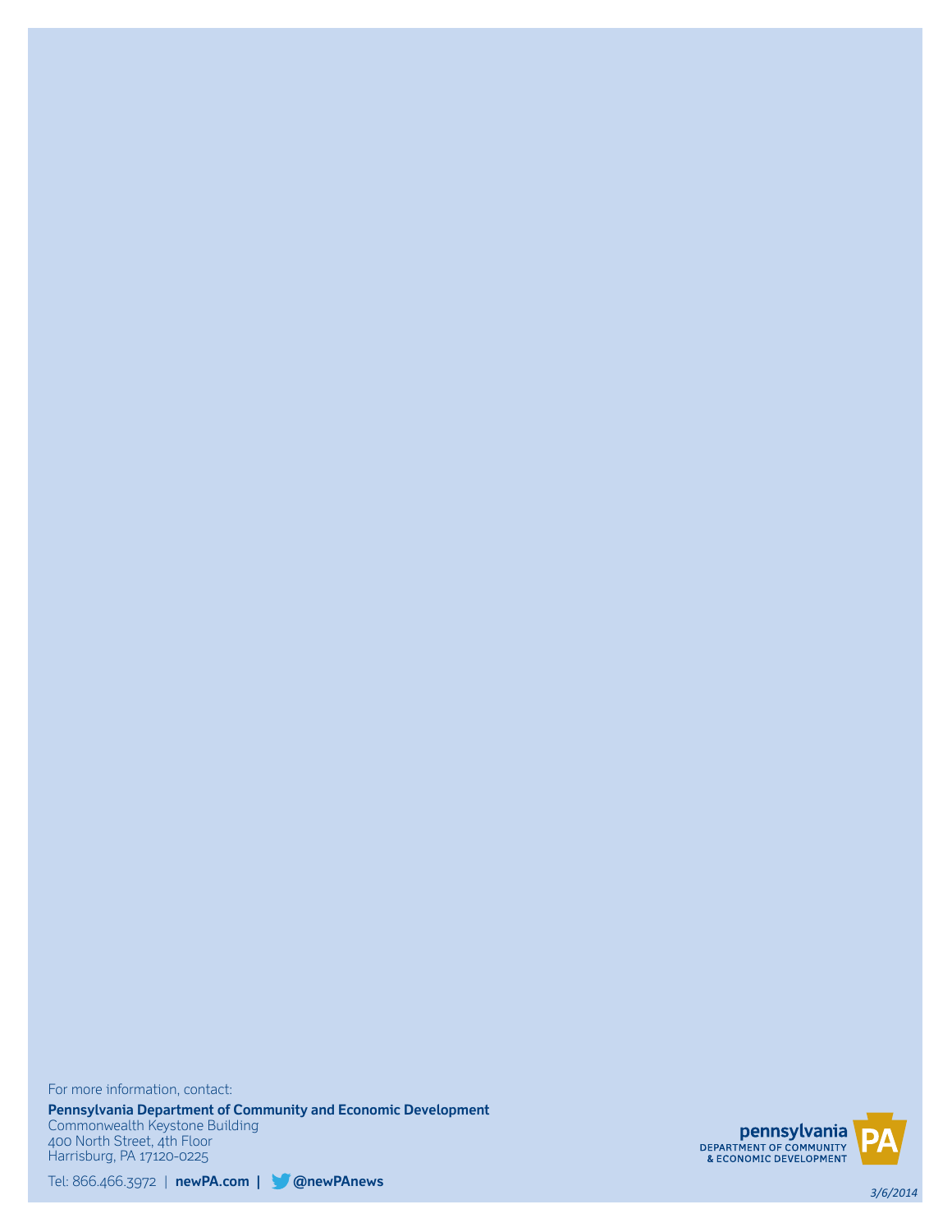For more information, contact:

**Pennsylvania Department of Community and Economic Development**
Commonwealth Keystone Building
400 North Street, 4th Floor
Harrisburg, PA 17120-0225

Tel: 866.466.3972 | **newPA.com** | **@newPAnews**

pennsylvania
DEPARTMENT OF COMMUNITY
& ECONOMIC DEVELOPMENT
PA

*3/6/2014*